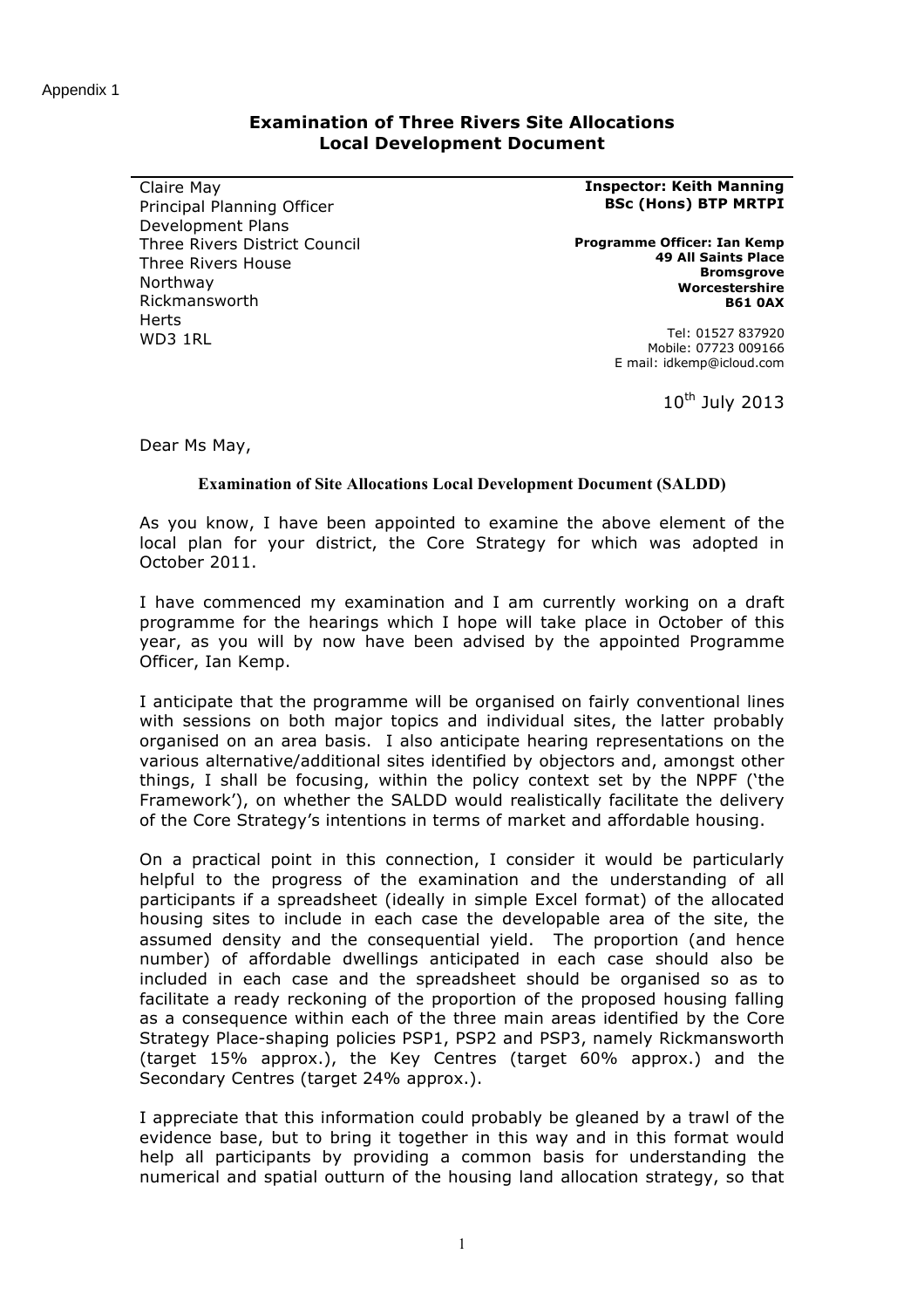Appendix 1

## Examination of Three Rivers Site Allocations Local Development Document

Claire May
Principal Planning Officer
Development Plans
Three Rivers District Council
Three Rivers House
Northway
Rickmansworth
Herts
WD3 1RL

**Inspector: Keith Manning**
**BSc (Hons) BTP MRTPI**

**Programme Officer: Ian Kemp**
**49 All Saints Place**
**Bromsgrove**
**Worcestershire**
**B61 0AX**

Tel: 01527 837920
Mobile: 07723 009166
E mail: idkemp@icloud.com

10th July 2013

Dear Ms May,

**Examination of Site Allocations Local Development Document (SALDD)**

As you know, I have been appointed to examine the above element of the local plan for your district, the Core Strategy for which was adopted in October 2011.

I have commenced my examination and I am currently working on a draft programme for the hearings which I hope will take place in October of this year, as you will by now have been advised by the appointed Programme Officer, Ian Kemp.

I anticipate that the programme will be organised on fairly conventional lines with sessions on both major topics and individual sites, the latter probably organised on an area basis. I also anticipate hearing representations on the various alternative/additional sites identified by objectors and, amongst other things, I shall be focusing, within the policy context set by the NPPF ('the Framework'), on whether the SALDD would realistically facilitate the delivery of the Core Strategy's intentions in terms of market and affordable housing.

On a practical point in this connection, I consider it would be particularly helpful to the progress of the examination and the understanding of all participants if a spreadsheet (ideally in simple Excel format) of the allocated housing sites to include in each case the developable area of the site, the assumed density and the consequential yield. The proportion (and hence number) of affordable dwellings anticipated in each case should also be included in each case and the spreadsheet should be organised so as to facilitate a ready reckoning of the proportion of the proposed housing falling as a consequence within each of the three main areas identified by the Core Strategy Place-shaping policies PSP1, PSP2 and PSP3, namely Rickmansworth (target 15% approx.), the Key Centres (target 60% approx.) and the Secondary Centres (target 24% approx.).

I appreciate that this information could probably be gleaned by a trawl of the evidence base, but to bring it together in this way and in this format would help all participants by providing a common basis for understanding the numerical and spatial outturn of the housing land allocation strategy, so that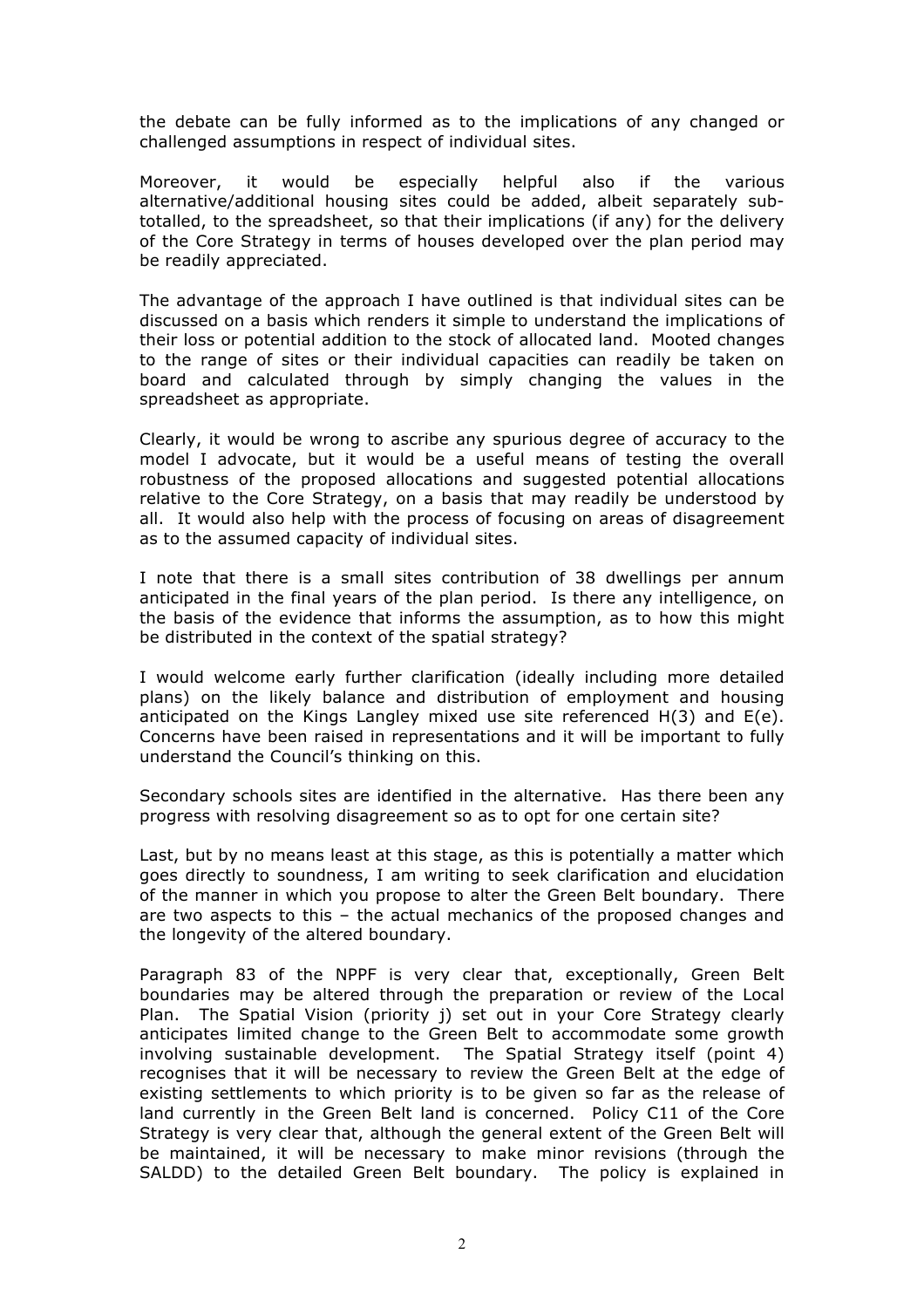the debate can be fully informed as to the implications of any changed or challenged assumptions in respect of individual sites.

Moreover, it would be especially helpful also if the various alternative/additional housing sites could be added, albeit separately sub-totalled, to the spreadsheet, so that their implications (if any) for the delivery of the Core Strategy in terms of houses developed over the plan period may be readily appreciated.

The advantage of the approach I have outlined is that individual sites can be discussed on a basis which renders it simple to understand the implications of their loss or potential addition to the stock of allocated land. Mooted changes to the range of sites or their individual capacities can readily be taken on board and calculated through by simply changing the values in the spreadsheet as appropriate.

Clearly, it would be wrong to ascribe any spurious degree of accuracy to the model I advocate, but it would be a useful means of testing the overall robustness of the proposed allocations and suggested potential allocations relative to the Core Strategy, on a basis that may readily be understood by all. It would also help with the process of focusing on areas of disagreement as to the assumed capacity of individual sites.

I note that there is a small sites contribution of 38 dwellings per annum anticipated in the final years of the plan period. Is there any intelligence, on the basis of the evidence that informs the assumption, as to how this might be distributed in the context of the spatial strategy?

I would welcome early further clarification (ideally including more detailed plans) on the likely balance and distribution of employment and housing anticipated on the Kings Langley mixed use site referenced H(3) and E(e). Concerns have been raised in representations and it will be important to fully understand the Council's thinking on this.

Secondary schools sites are identified in the alternative. Has there been any progress with resolving disagreement so as to opt for one certain site?

Last, but by no means least at this stage, as this is potentially a matter which goes directly to soundness, I am writing to seek clarification and elucidation of the manner in which you propose to alter the Green Belt boundary. There are two aspects to this – the actual mechanics of the proposed changes and the longevity of the altered boundary.

Paragraph 83 of the NPPF is very clear that, exceptionally, Green Belt boundaries may be altered through the preparation or review of the Local Plan. The Spatial Vision (priority j) set out in your Core Strategy clearly anticipates limited change to the Green Belt to accommodate some growth involving sustainable development. The Spatial Strategy itself (point 4) recognises that it will be necessary to review the Green Belt at the edge of existing settlements to which priority is to be given so far as the release of land currently in the Green Belt land is concerned. Policy C11 of the Core Strategy is very clear that, although the general extent of the Green Belt will be maintained, it will be necessary to make minor revisions (through the SALDD) to the detailed Green Belt boundary. The policy is explained in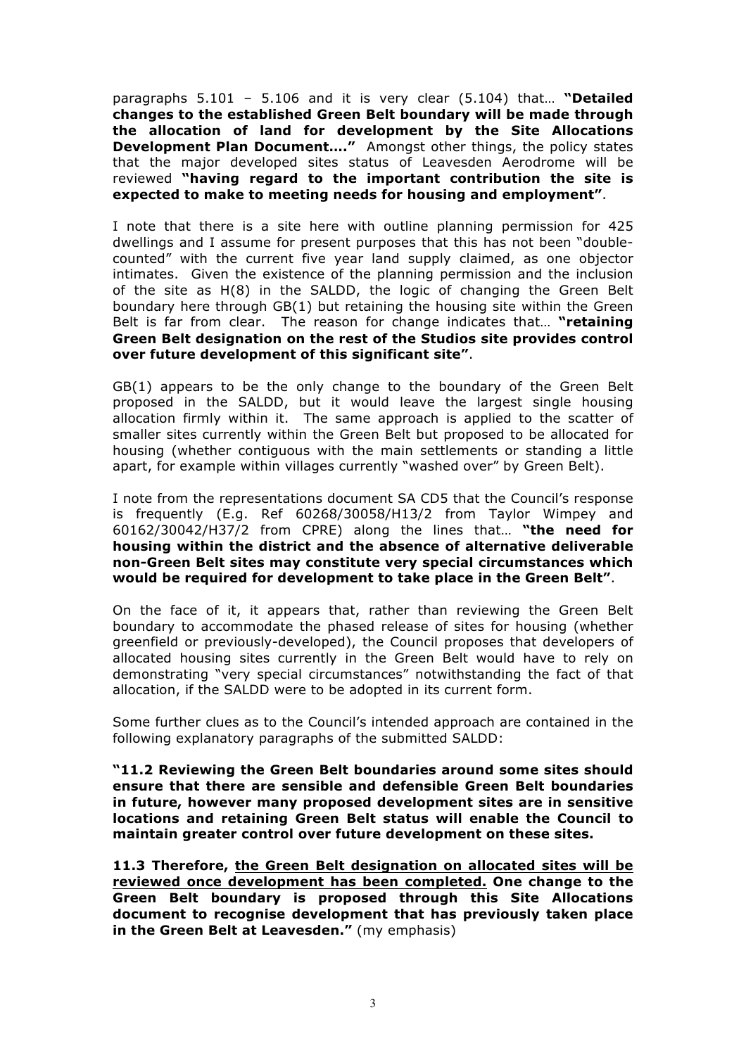paragraphs 5.101 – 5.106 and it is very clear (5.104) that… **"Detailed changes to the established Green Belt boundary will be made through the allocation of land for development by the Site Allocations Development Plan Document…."** Amongst other things, the policy states that the major developed sites status of Leavesden Aerodrome will be reviewed **"having regard to the important contribution the site is expected to make to meeting needs for housing and employment"**.

I note that there is a site here with outline planning permission for 425 dwellings and I assume for present purposes that this has not been "double-counted" with the current five year land supply claimed, as one objector intimates. Given the existence of the planning permission and the inclusion of the site as H(8) in the SALDD, the logic of changing the Green Belt boundary here through GB(1) but retaining the housing site within the Green Belt is far from clear. The reason for change indicates that… **"retaining Green Belt designation on the rest of the Studios site provides control over future development of this significant site"**.

GB(1) appears to be the only change to the boundary of the Green Belt proposed in the SALDD, but it would leave the largest single housing allocation firmly within it. The same approach is applied to the scatter of smaller sites currently within the Green Belt but proposed to be allocated for housing (whether contiguous with the main settlements or standing a little apart, for example within villages currently "washed over" by Green Belt).

I note from the representations document SA CD5 that the Council's response is frequently (E.g. Ref 60268/30058/H13/2 from Taylor Wimpey and 60162/30042/H37/2 from CPRE) along the lines that… **"the need for housing within the district and the absence of alternative deliverable non-Green Belt sites may constitute very special circumstances which would be required for development to take place in the Green Belt"**.

On the face of it, it appears that, rather than reviewing the Green Belt boundary to accommodate the phased release of sites for housing (whether greenfield or previously-developed), the Council proposes that developers of allocated housing sites currently in the Green Belt would have to rely on demonstrating "very special circumstances" notwithstanding the fact of that allocation, if the SALDD were to be adopted in its current form.

Some further clues as to the Council's intended approach are contained in the following explanatory paragraphs of the submitted SALDD:

**"11.2 Reviewing the Green Belt boundaries around some sites should ensure that there are sensible and defensible Green Belt boundaries in future, however many proposed development sites are in sensitive locations and retaining Green Belt status will enable the Council to maintain greater control over future development on these sites.**

**11.3 Therefore, <u>the Green Belt designation on allocated sites will be reviewed once development has been completed.</u> One change to the Green Belt boundary is proposed through this Site Allocations document to recognise development that has previously taken place in the Green Belt at Leavesden."** (my emphasis)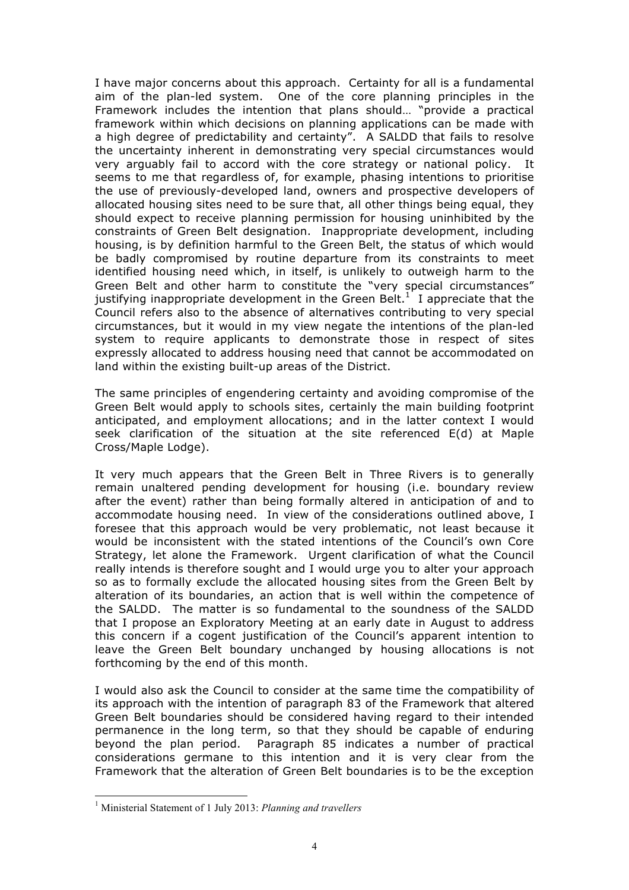I have major concerns about this approach. Certainty for all is a fundamental aim of the plan-led system. One of the core planning principles in the Framework includes the intention that plans should… "provide a practical framework within which decisions on planning applications can be made with a high degree of predictability and certainty". A SALDD that fails to resolve the uncertainty inherent in demonstrating very special circumstances would very arguably fail to accord with the core strategy or national policy. It seems to me that regardless of, for example, phasing intentions to prioritise the use of previously-developed land, owners and prospective developers of allocated housing sites need to be sure that, all other things being equal, they should expect to receive planning permission for housing uninhibited by the constraints of Green Belt designation. Inappropriate development, including housing, is by definition harmful to the Green Belt, the status of which would be badly compromised by routine departure from its constraints to meet identified housing need which, in itself, is unlikely to outweigh harm to the Green Belt and other harm to constitute the "very special circumstances" justifying inappropriate development in the Green Belt.[1] I appreciate that the Council refers also to the absence of alternatives contributing to very special circumstances, but it would in my view negate the intentions of the plan-led system to require applicants to demonstrate those in respect of sites expressly allocated to address housing need that cannot be accommodated on land within the existing built-up areas of the District.

The same principles of engendering certainty and avoiding compromise of the Green Belt would apply to schools sites, certainly the main building footprint anticipated, and employment allocations; and in the latter context I would seek clarification of the situation at the site referenced E(d) at Maple Cross/Maple Lodge).

It very much appears that the Green Belt in Three Rivers is to generally remain unaltered pending development for housing (i.e. boundary review after the event) rather than being formally altered in anticipation of and to accommodate housing need. In view of the considerations outlined above, I foresee that this approach would be very problematic, not least because it would be inconsistent with the stated intentions of the Council's own Core Strategy, let alone the Framework. Urgent clarification of what the Council really intends is therefore sought and I would urge you to alter your approach so as to formally exclude the allocated housing sites from the Green Belt by alteration of its boundaries, an action that is well within the competence of the SALDD. The matter is so fundamental to the soundness of the SALDD that I propose an Exploratory Meeting at an early date in August to address this concern if a cogent justification of the Council's apparent intention to leave the Green Belt boundary unchanged by housing allocations is not forthcoming by the end of this month.

I would also ask the Council to consider at the same time the compatibility of its approach with the intention of paragraph 83 of the Framework that altered Green Belt boundaries should be considered having regard to their intended permanence in the long term, so that they should be capable of enduring beyond the plan period. Paragraph 85 indicates a number of practical considerations germane to this intention and it is very clear from the Framework that the alteration of Green Belt boundaries is to be the exception

---

[1] Ministerial Statement of 1 July 2013: *Planning and travellers*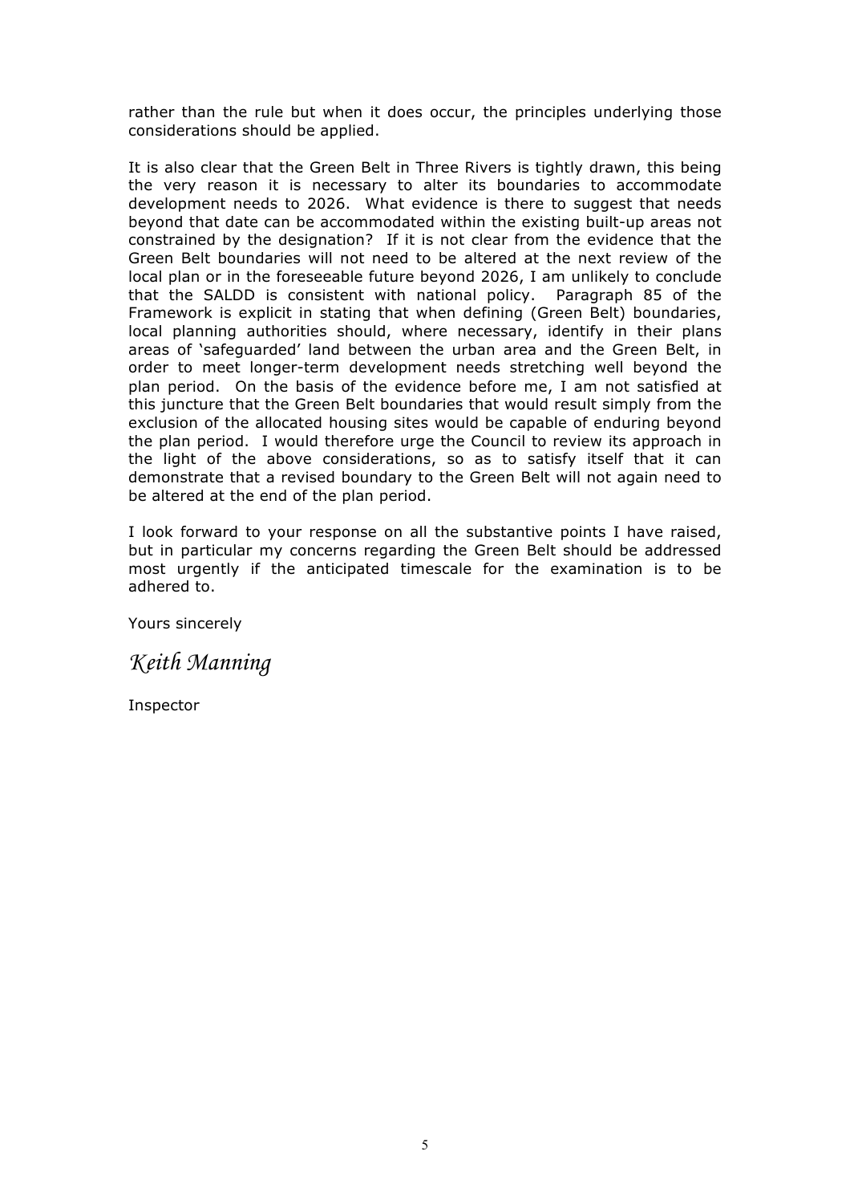rather than the rule but when it does occur, the principles underlying those considerations should be applied.

It is also clear that the Green Belt in Three Rivers is tightly drawn, this being the very reason it is necessary to alter its boundaries to accommodate development needs to 2026. What evidence is there to suggest that needs beyond that date can be accommodated within the existing built-up areas not constrained by the designation? If it is not clear from the evidence that the Green Belt boundaries will not need to be altered at the next review of the local plan or in the foreseeable future beyond 2026, I am unlikely to conclude that the SALDD is consistent with national policy. Paragraph 85 of the Framework is explicit in stating that when defining (Green Belt) boundaries, local planning authorities should, where necessary, identify in their plans areas of 'safeguarded' land between the urban area and the Green Belt, in order to meet longer-term development needs stretching well beyond the plan period. On the basis of the evidence before me, I am not satisfied at this juncture that the Green Belt boundaries that would result simply from the exclusion of the allocated housing sites would be capable of enduring beyond the plan period. I would therefore urge the Council to review its approach in the light of the above considerations, so as to satisfy itself that it can demonstrate that a revised boundary to the Green Belt will not again need to be altered at the end of the plan period.

I look forward to your response on all the substantive points I have raised, but in particular my concerns regarding the Green Belt should be addressed most urgently if the anticipated timescale for the examination is to be adhered to.

Yours sincerely

*Keith Manning*

Inspector